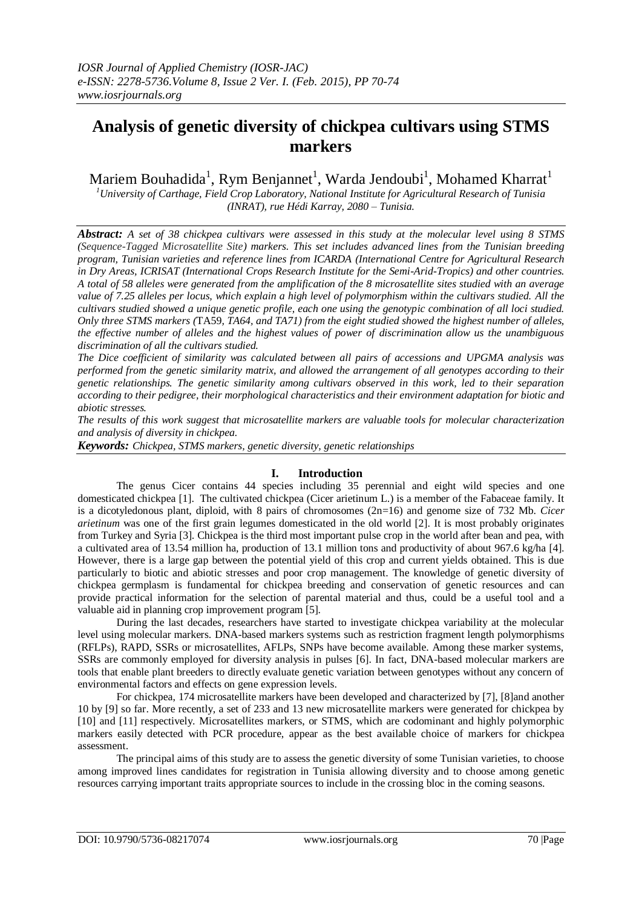# Analysis of genetic diversity of chickpea cultivars using STMS markers

Mariem Bouhadida[1], Rym Benjannet[1], Warda Jendoubi[1], Mohamed Kharrat[1]

[1]*University of Carthage, Field Crop Laboratory, National Institute for Agricultural Research of Tunisia (INRAT), rue Hédi Karray, 2080 – Tunisia.*

***Abstract:*** *A set of 38 chickpea cultivars were assessed in this study at the molecular level using 8 STMS (Sequence-Tagged Microsatellite Site) markers. This set includes advanced lines from the Tunisian breeding program, Tunisian varieties and reference lines from ICARDA (International Centre for Agricultural Research in Dry Areas, ICRISAT (International Crops Research Institute for the Semi-Arid-Tropics) and other countries. A total of 58 alleles were generated from the amplification of the 8 microsatellite sites studied with an average value of 7.25 alleles per locus, which explain a high level of polymorphism within the cultivars studied. All the cultivars studied showed a unique genetic profile, each one using the genotypic combination of all loci studied. Only three STMS markers (*TA59*, TA64, and TA71) from the eight studied showed the highest number of alleles, the effective number of alleles and the highest values of power of discrimination allow us the unambiguous discrimination of all the cultivars studied.*

*The Dice coefficient of similarity was calculated between all pairs of accessions and UPGMA analysis was performed from the genetic similarity matrix, and allowed the arrangement of all genotypes according to their genetic relationships. The genetic similarity among cultivars observed in this work, led to their separation according to their pedigree, their morphological characteristics and their environment adaptation for biotic and abiotic stresses.*

*The results of this work suggest that microsatellite markers are valuable tools for molecular characterization and analysis of diversity in chickpea.*

***Keywords:*** *Chickpea, STMS markers, genetic diversity, genetic relationships*

## I. Introduction

The genus Cicer contains 44 species including 35 perennial and eight wild species and one domesticated chickpea [1]. The cultivated chickpea (Cicer arietinum L.) is a member of the Fabaceae family. It is a dicotyledonous plant, diploid, with 8 pairs of chromosomes (2n=16) and genome size of 732 Mb. *Cicer arietinum* was one of the first grain legumes domesticated in the old world [2]. It is most probably originates from Turkey and Syria [3]. Chickpea is the third most important pulse crop in the world after bean and pea, with a cultivated area of 13.54 million ha, production of 13.1 million tons and productivity of about 967.6 kg/ha [4]. However, there is a large gap between the potential yield of this crop and current yields obtained. This is due particularly to biotic and abiotic stresses and poor crop management. The knowledge of genetic diversity of chickpea germplasm is fundamental for chickpea breeding and conservation of genetic resources and can provide practical information for the selection of parental material and thus, could be a useful tool and a valuable aid in planning crop improvement program [5].

During the last decades, researchers have started to investigate chickpea variability at the molecular level using molecular markers. DNA-based markers systems such as restriction fragment length polymorphisms (RFLPs), RAPD, SSRs or microsatellites, AFLPs, SNPs have become available. Among these marker systems, SSRs are commonly employed for diversity analysis in pulses [6]. In fact, DNA-based molecular markers are tools that enable plant breeders to directly evaluate genetic variation between genotypes without any concern of environmental factors and effects on gene expression levels.

For chickpea, 174 microsatellite markers have been developed and characterized by [7], [8]and another 10 by [9] so far. More recently, a set of 233 and 13 new microsatellite markers were generated for chickpea by [10] and [11] respectively. Microsatellites markers, or STMS, which are codominant and highly polymorphic markers easily detected with PCR procedure, appear as the best available choice of markers for chickpea assessment.

The principal aims of this study are to assess the genetic diversity of some Tunisian varieties, to choose among improved lines candidates for registration in Tunisia allowing diversity and to choose among genetic resources carrying important traits appropriate sources to include in the crossing bloc in the coming seasons.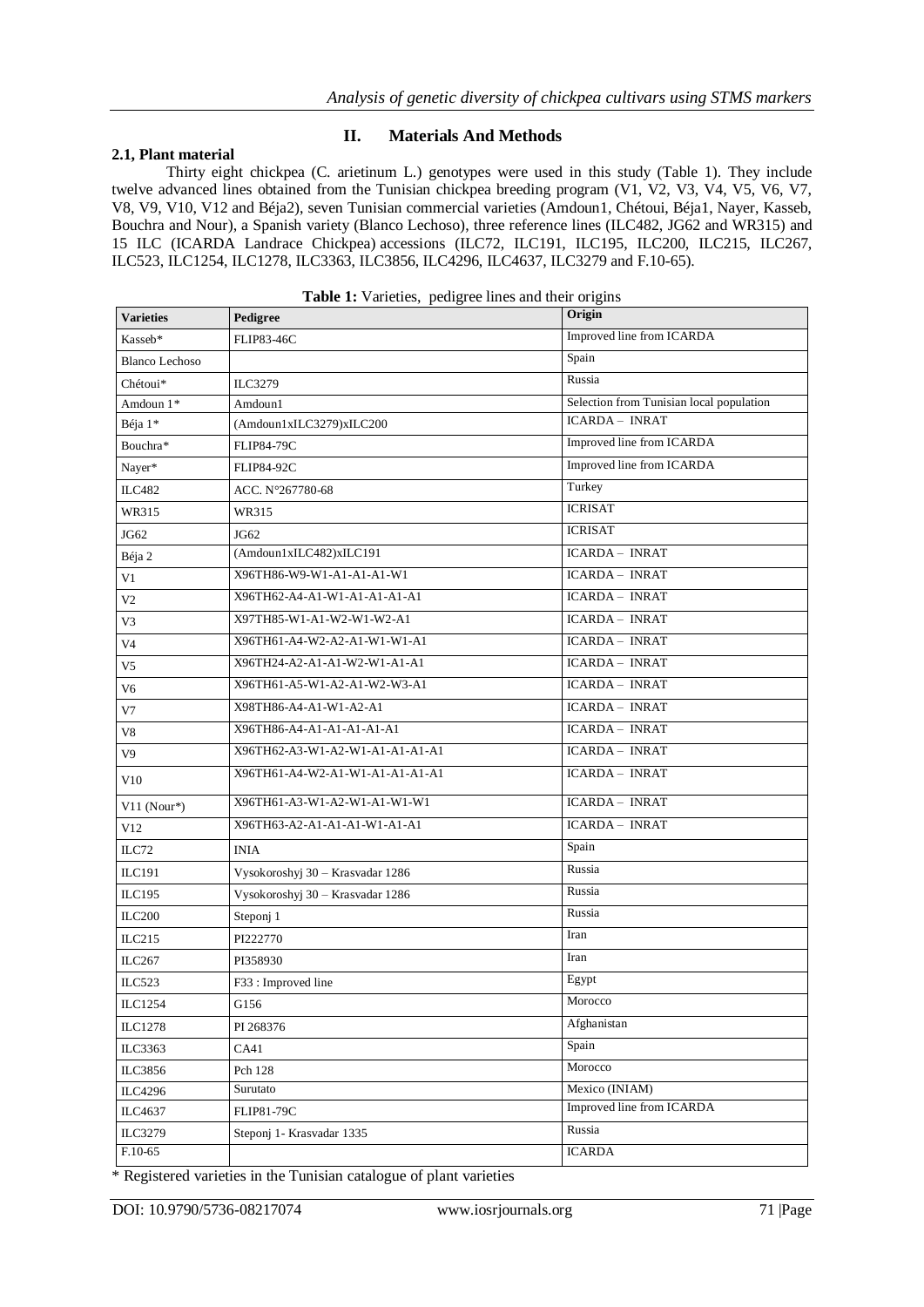## II. Materials And Methods

### 2.1, Plant material

Thirty eight chickpea (C. arietinum L.) genotypes were used in this study (Table 1). They include twelve advanced lines obtained from the Tunisian chickpea breeding program (V1, V2, V3, V4, V5, V6, V7, V8, V9, V10, V12 and Béja2), seven Tunisian commercial varieties (Amdoun1, Chétoui, Béja1, Nayer, Kasseb, Bouchra and Nour), a Spanish variety (Blanco Lechoso), three reference lines (ILC482, JG62 and WR315) and 15 ILC (ICARDA Landrace Chickpea) accessions (ILC72, ILC191, ILC195, ILC200, ILC215, ILC267, ILC523, ILC1254, ILC1278, ILC3363, ILC3856, ILC4296, ILC4637, ILC3279 and F.10-65).

**Table 1:** Varieties, pedigree lines and their origins

| Varieties | Pedigree | Origin |
|---|---|---|
| Kasseb* | FLIP83-46C | Improved line from ICARDA |
| Blanco Lechoso | | Spain |
| Chétoui* | ILC3279 | Russia |
| Amdoun 1* | Amdoun1 | Selection from Tunisian local population |
| Béja 1* | (Amdoun1xILC3279)xILC200 | ICARDA – INRAT |
| Bouchra* | FLIP84-79C | Improved line from ICARDA |
| Nayer* | FLIP84-92C | Improved line from ICARDA |
| ILC482 | ACC. N°267780-68 | Turkey |
| WR315 | WR315 | ICRISAT |
| JG62 | JG62 | ICRISAT |
| Béja 2 | (Amdoun1xILC482)xILC191 | ICARDA – INRAT |
| V1 | X96TH86-W9-W1-A1-A1-W1 | ICARDA – INRAT |
| V2 | X96TH62-A4-A1-W1-A1-A1-A1 | ICARDA – INRAT |
| V3 | X97TH85-W1-A1-W2-W1-W2-A1 | ICARDA – INRAT |
| V4 | X96TH61-A4-W2-A2-A1-W1-A1 | ICARDA – INRAT |
| V5 | X96TH24-A2-A1-A1-W2-W1-A1 | ICARDA – INRAT |
| V6 | X96TH61-A5-W1-A2-A1-W2-W3-A1 | ICARDA – INRAT |
| V7 | X98TH86-A4-A1-W1-A2-A1 | ICARDA – INRAT |
| V8 | X96TH86-A4-A1-A1-A1-A1-A1 | ICARDA – INRAT |
| V9 | X96TH62-A3-W1-A2-W1-A1-A1-A1 | ICARDA – INRAT |
| V10 | X96TH61-A4-W2-A1-W1-A1-A1-A1 | ICARDA – INRAT |
| V11 (Nour*) | X96TH61-A3-W1-A2-W1-A1-W1-W1 | ICARDA – INRAT |
| V12 | X96TH63-A2-A1-A1-A1-W1-A1-A1 | ICARDA – INRAT |
| ILC72 | INIA | Spain |
| ILC191 | Vysokoroshyj 30 – Krasvadar 1286 | Russia |
| ILC195 | Vysokoroshyj 30 – Krasvadar 1286 | Russia |
| ILC200 | Steponj 1 | Russia |
| ILC215 | PI222770 | Iran |
| ILC267 | PI358930 | Iran |
| ILC523 | F33 : Improved line | Egypt |
| ILC1254 | G156 | Morocco |
| ILC1278 | PI 268376 | Afghanistan |
| ILC3363 | CA41 | Spain |
| ILC3856 | Pch 128 | Morocco |
| ILC4296 | Surutato | Mexico (INIAM) |
| ILC4637 | FLIP81-79C | Improved line from ICARDA |
| ILC3279 | Steponj 1- Krasvadar 1335 | Russia |
| F.10-65 | | ICARDA |

\* Registered varieties in the Tunisian catalogue of plant varieties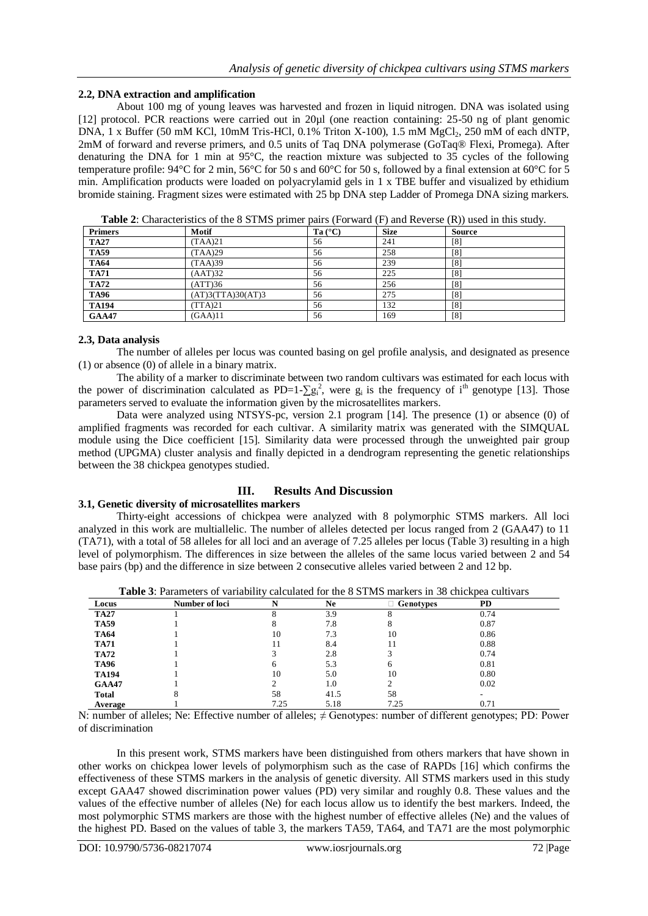### 2.2, DNA extraction and amplification

About 100 mg of young leaves was harvested and frozen in liquid nitrogen. DNA was isolated using [12] protocol. PCR reactions were carried out in 20µl (one reaction containing: 25-50 ng of plant genomic DNA, 1 x Buffer (50 mM KCl, 10mM Tris-HCl, 0.1% Triton X-100), 1.5 mM $MgCl_2$, 250 mM of each dNTP, 2mM of forward and reverse primers, and 0.5 units of Taq DNA polymerase (GoTaq® Flexi, Promega). After denaturing the DNA for 1 min at 95°C, the reaction mixture was subjected to 35 cycles of the following temperature profile: 94°C for 2 min, 56°C for 50 s and 60°C for 50 s, followed by a final extension at 60°C for 5 min. Amplification products were loaded on polyacrylamid gels in 1 x TBE buffer and visualized by ethidium bromide staining. Fragment sizes were estimated with 25 bp DNA step Ladder of Promega DNA sizing markers.

**Table 2**: Characteristics of the 8 STMS primer pairs (Forward (F) and Reverse (R)) used in this study.

| Primers | Motif | Ta (°C) | Size | Source |
|---|---|---|---|---|
| TA27 | (TAA)21 | 56 | 241 | [8] |
| TA59 | (TAA)29 | 56 | 258 | [8] |
| TA64 | (TAA)39 | 56 | 239 | [8] |
| TA71 | (AAT)32 | 56 | 225 | [8] |
| TA72 | (ATT)36 | 56 | 256 | [8] |
| TA96 | (AT)3(TTA)30(AT)3 | 56 | 275 | [8] |
| TA194 | (TTA)21 | 56 | 132 | [8] |
| GAA47 | (GAA)11 | 56 | 169 | [8] |

### 2.3, Data analysis

The number of alleles per locus was counted basing on gel profile analysis, and designated as presence (1) or absence (0) of allele in a binary matrix.

The ability of a marker to discriminate between two random cultivars was estimated for each locus with the power of discrimination calculated as $PD=1-\sum g_i^2$, were $g_i$ is the frequency of $i^{th}$ genotype [13]. Those parameters served to evaluate the information given by the microsatellites markers.

Data were analyzed using NTSYS-pc, version 2.1 program [14]. The presence (1) or absence (0) of amplified fragments was recorded for each cultivar. A similarity matrix was generated with the SIMQUAL module using the Dice coefficient [15]. Similarity data were processed through the unweighted pair group method (UPGMA) cluster analysis and finally depicted in a dendrogram representing the genetic relationships between the 38 chickpea genotypes studied.

## III. Results And Discussion

### 3.1, Genetic diversity of microsatellites markers

Thirty-eight accessions of chickpea were analyzed with 8 polymorphic STMS markers. All loci analyzed in this work are multiallelic. The number of alleles detected per locus ranged from 2 (GAA47) to 11 (TA71), with a total of 58 alleles for all loci and an average of 7.25 alleles per locus (Table 3) resulting in a high level of polymorphism. The differences in size between the alleles of the same locus varied between 2 and 54 base pairs (bp) and the difference in size between 2 consecutive alleles varied between 2 and 12 bp.

**Table 3**: Parameters of variability calculated for the 8 STMS markers in 38 chickpea cultivars

| Locus | Number of loci | N | Ne | ≠ Genotypes | PD |
|---|---|---|---|---|---|
| TA27 | 1 | 8 | 3.9 | 8 | 0.74 |
| TA59 | 1 | 8 | 7.8 | 8 | 0.87 |
| TA64 | 1 | 10 | 7.3 | 10 | 0.86 |
| TA71 | 1 | 11 | 8.4 | 11 | 0.88 |
| TA72 | 1 | 3 | 2.8 | 3 | 0.74 |
| TA96 | 1 | 6 | 5.3 | 6 | 0.81 |
| TA194 | 1 | 10 | 5.0 | 10 | 0.80 |
| GAA47 | 1 | 2 | 1.0 | 2 | 0.02 |
| Total | 8 | 58 | 41.5 | 58 | - |
| Average | 1 | 7.25 | 5.18 | 7.25 | 0.71 |

N: number of alleles; Ne: Effective number of alleles; ≠ Genotypes: number of different genotypes; PD: Power of discrimination

In this present work, STMS markers have been distinguished from others markers that have shown in other works on chickpea lower levels of polymorphism such as the case of RAPDs [16] which confirms the effectiveness of these STMS markers in the analysis of genetic diversity. All STMS markers used in this study except GAA47 showed discrimination power values (PD) very similar and roughly 0.8. These values and the values of the effective number of alleles (Ne) for each locus allow us to identify the best markers. Indeed, the most polymorphic STMS markers are those with the highest number of effective alleles (Ne) and the values of the highest PD. Based on the values of table 3, the markers TA59, TA64, and TA71 are the most polymorphic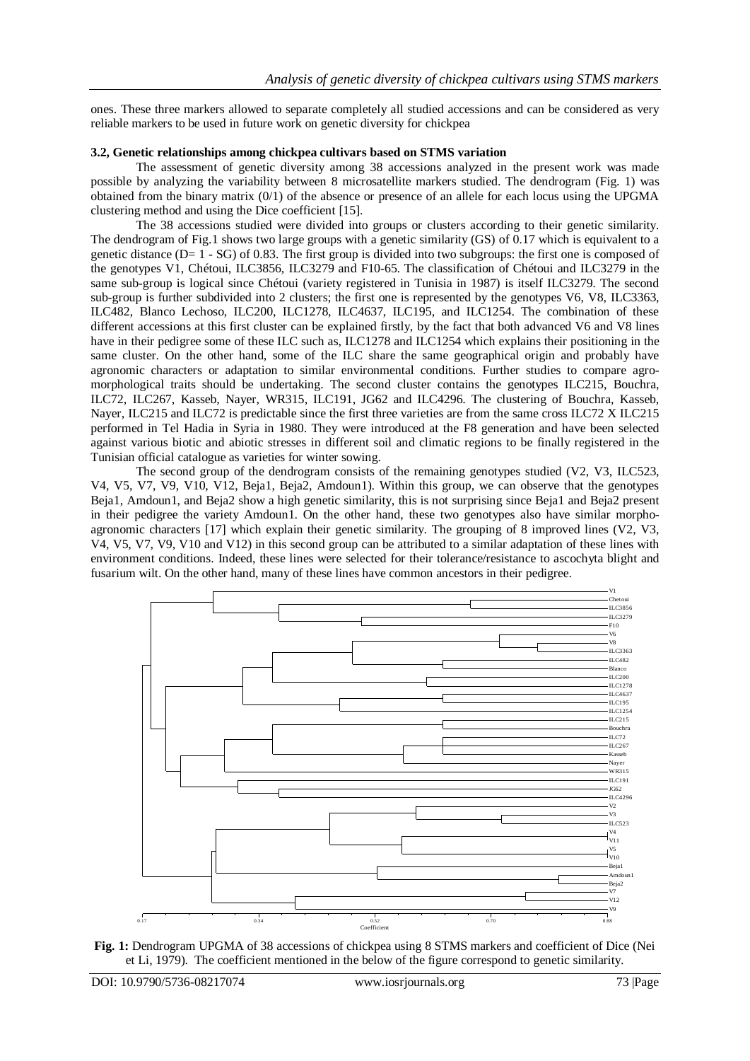ones. These three markers allowed to separate completely all studied accessions and can be considered as very reliable markers to be used in future work on genetic diversity for chickpea

### 3.2, Genetic relationships among chickpea cultivars based on STMS variation

The assessment of genetic diversity among 38 accessions analyzed in the present work was made possible by analyzing the variability between 8 microsatellite markers studied. The dendrogram (Fig. 1) was obtained from the binary matrix (0/1) of the absence or presence of an allele for each locus using the UPGMA clustering method and using the Dice coefficient [15].

The 38 accessions studied were divided into groups or clusters according to their genetic similarity. The dendrogram of Fig.1 shows two large groups with a genetic similarity (GS) of 0.17 which is equivalent to a genetic distance (D= 1 - SG) of 0.83. The first group is divided into two subgroups: the first one is composed of the genotypes V1, Chétoui, ILC3856, ILC3279 and F10-65. The classification of Chétoui and ILC3279 in the same sub-group is logical since Chétoui (variety registered in Tunisia in 1987) is itself ILC3279. The second sub-group is further subdivided into 2 clusters; the first one is represented by the genotypes V6, V8, ILC3363, ILC482, Blanco Lechoso, ILC200, ILC1278, ILC4637, ILC195, and ILC1254. The combination of these different accessions at this first cluster can be explained firstly, by the fact that both advanced V6 and V8 lines have in their pedigree some of these ILC such as, ILC1278 and ILC1254 which explains their positioning in the same cluster. On the other hand, some of the ILC share the same geographical origin and probably have agronomic characters or adaptation to similar environmental conditions. Further studies to compare agro-morphological traits should be undertaking. The second cluster contains the genotypes ILC215, Bouchra, ILC72, ILC267, Kasseb, Nayer, WR315, ILC191, JG62 and ILC4296. The clustering of Bouchra, Kasseb, Nayer, ILC215 and ILC72 is predictable since the first three varieties are from the same cross ILC72 X ILC215 performed in Tel Hadia in Syria in 1980. They were introduced at the F8 generation and have been selected against various biotic and abiotic stresses in different soil and climatic regions to be finally registered in the Tunisian official catalogue as varieties for winter sowing.

The second group of the dendrogram consists of the remaining genotypes studied (V2, V3, ILC523, V4, V5, V7, V9, V10, V12, Beja1, Beja2, Amdoun1). Within this group, we can observe that the genotypes Beja1, Amdoun1, and Beja2 show a high genetic similarity, this is not surprising since Beja1 and Beja2 present in their pedigree the variety Amdoun1. On the other hand, these two genotypes also have similar morpho-agronomic characters [17] which explain their genetic similarity. The grouping of 8 improved lines (V2, V3, V4, V5, V7, V9, V10 and V12) in this second group can be attributed to a similar adaptation of these lines with environment conditions. Indeed, these lines were selected for their tolerance/resistance to ascochyta blight and fusarium wilt. On the other hand, many of these lines have common ancestors in their pedigree.

**Fig. 1:** Dendrogram UPGMA of 38 accessions of chickpea using 8 STMS markers and coefficient of Dice (Nei et Li, 1979). The coefficient mentioned in the below of the figure correspond to genetic similarity.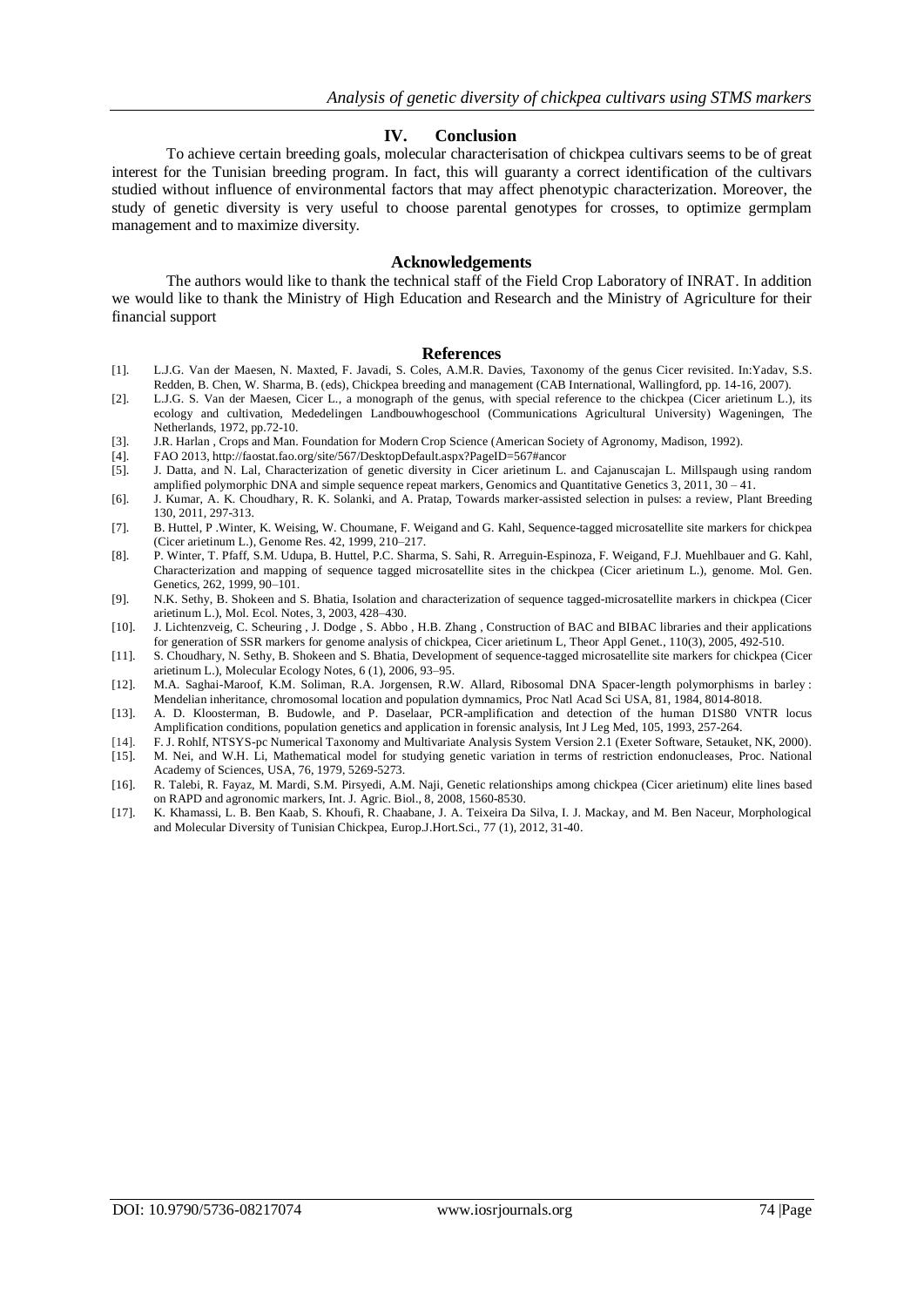## IV. Conclusion

To achieve certain breeding goals, molecular characterisation of chickpea cultivars seems to be of great interest for the Tunisian breeding program. In fact, this will guaranty a correct identification of the cultivars studied without influence of environmental factors that may affect phenotypic characterization. Moreover, the study of genetic diversity is very useful to choose parental genotypes for crosses, to optimize germplam management and to maximize diversity.

## Acknowledgements

The authors would like to thank the technical staff of the Field Crop Laboratory of INRAT. In addition we would like to thank the Ministry of High Education and Research and the Ministry of Agriculture for their financial support

## References

[1]. L.J.G. Van der Maesen, N. Maxted, F. Javadi, S. Coles, A.M.R. Davies, Taxonomy of the genus Cicer revisited. In:Yadav, S.S. Redden, B. Chen, W. Sharma, B. (eds), Chickpea breeding and management (CAB International, Wallingford, pp. 14-16, 2007).

[2]. L.J.G. S. Van der Maesen, Cicer L., a monograph of the genus, with special reference to the chickpea (Cicer arietinum L.), its ecology and cultivation, Mededelingen Landbouwhogeschool (Communications Agricultural University) Wageningen, The Netherlands, 1972, pp.72-10.

[3]. J.R. Harlan , Crops and Man. Foundation for Modern Crop Science (American Society of Agronomy, Madison, 1992).

[4]. FAO 2013, http://faostat.fao.org/site/567/DesktopDefault.aspx?PageID=567#ancor

[5]. J. Datta, and N. Lal, Characterization of genetic diversity in Cicer arietinum L. and Cajanuscajan L. Millspaugh using random amplified polymorphic DNA and simple sequence repeat markers, Genomics and Quantitative Genetics 3, 2011, 30 – 41.

[6]. J. Kumar, A. K. Choudhary, R. K. Solanki, and A. Pratap, Towards marker-assisted selection in pulses: a review, Plant Breeding 130, 2011, 297-313.

[7]. B. Huttel, P .Winter, K. Weising, W. Choumane, F. Weigand and G. Kahl, Sequence-tagged microsatellite site markers for chickpea (Cicer arietinum L.), Genome Res. 42, 1999, 210–217.

[8]. P. Winter, T. Pfaff, S.M. Udupa, B. Huttel, P.C. Sharma, S. Sahi, R. Arreguin-Espinoza, F. Weigand, F.J. Muehlbauer and G. Kahl, Characterization and mapping of sequence tagged microsatellite sites in the chickpea (Cicer arietinum L.), genome. Mol. Gen. Genetics, 262, 1999, 90–101.

[9]. N.K. Sethy, B. Shokeen and S. Bhatia, Isolation and characterization of sequence tagged-microsatellite markers in chickpea (Cicer arietinum L.), Mol. Ecol. Notes, 3, 2003, 428–430.

[10]. J. Lichtenzveig, C. Scheuring , J. Dodge , S. Abbo , H.B. Zhang , Construction of BAC and BIBAC libraries and their applications for generation of SSR markers for genome analysis of chickpea, Cicer arietinum L, Theor Appl Genet., 110(3), 2005, 492-510.

[11]. S. Choudhary, N. Sethy, B. Shokeen and S. Bhatia, Development of sequence-tagged microsatellite site markers for chickpea (Cicer arietinum L.), Molecular Ecology Notes, 6 (1), 2006, 93–95.

[12]. M.A. Saghai-Maroof, K.M. Soliman, R.A. Jorgensen, R.W. Allard, Ribosomal DNA Spacer-length polymorphisms in barley : Mendelian inheritance, chromosomal location and population dymnamics, Proc Natl Acad Sci USA, 81, 1984, 8014-8018.

[13]. A. D. Kloosterman, B. Budowle, and P. Daselaar, PCR-amplification and detection of the human D1S80 VNTR locus Amplification conditions, population genetics and application in forensic analysis, Int J Leg Med, 105, 1993, 257-264.

[14]. F. J. Rohlf, NTSYS-pc Numerical Taxonomy and Multivariate Analysis System Version 2.1 (Exeter Software, Setauket, NK, 2000).

[15]. M. Nei, and W.H. Li, Mathematical model for studying genetic variation in terms of restriction endonucleases, Proc. National Academy of Sciences, USA, 76, 1979, 5269-5273.

[16]. R. Talebi, R. Fayaz, M. Mardi, S.M. Pirsyedi, A.M. Naji, Genetic relationships among chickpea (Cicer arietinum) elite lines based on RAPD and agronomic markers, Int. J. Agric. Biol., 8, 2008, 1560-8530.

[17]. K. Khamassi, L. B. Ben Kaab, S. Khoufi, R. Chaabane, J. A. Teixeira Da Silva, I. J. Mackay, and M. Ben Naceur, Morphological and Molecular Diversity of Tunisian Chickpea, Europ.J.Hort.Sci., 77 (1), 2012, 31-40.